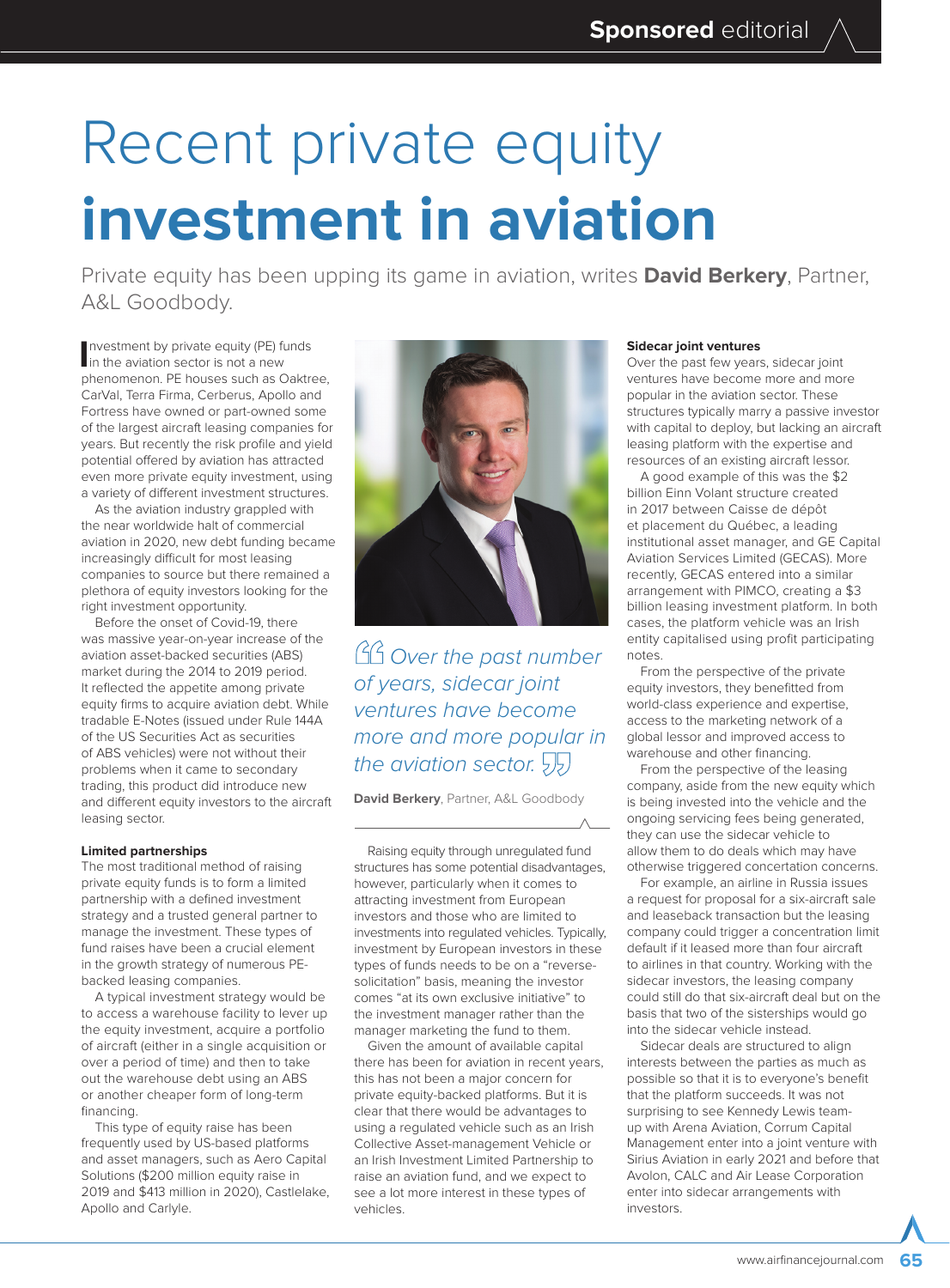# Recent private equity **investment in aviation**

Private equity has been upping its game in aviation, writes **David Berkery**, Partner, A&L Goodbody.

Investment by private equity (PE) funds in the aviation sector is not a new phenomenon. PE houses such as Oaktree, CarVal, Terra Firma, Cerberus, Apollo and Fortress have owned or part-owned some of the largest aircraft leasing companies for years. But recently the risk profile and yield potential offered by aviation has attracted even more private equity investment, using a variety of different investment structures.

As the aviation industry grappled with the near worldwide halt of commercial aviation in 2020, new debt funding became increasingly difficult for most leasing companies to source but there remained a plethora of equity investors looking for the right investment opportunity.

Before the onset of Covid-19, there was massive year-on-year increase of the aviation asset-backed securities (ABS) market during the 2014 to 2019 period. It reflected the appetite among private equity firms to acquire aviation debt. While tradable E-Notes (issued under Rule 144A of the US Securities Act as securities of ABS vehicles) were not without their problems when it came to secondary trading, this product did introduce new and different equity investors to the aircraft leasing sector.

### Limited partnerships

The most traditional method of raising private equity funds is to form a limited partnership with a defined investment strategy and a trusted general partner to manage the investment. These types of fund raises have been a crucial element in the growth strategy of numerous PE-backed leasing companies.

A typical investment strategy would be to access a warehouse facility to lever up the equity investment, acquire a portfolio of aircraft (either in a single acquisition or over a period of time) and then to take out the warehouse debt using an ABS or another cheaper form of long-term financing.

This type of equity raise has been frequently used by US-based platforms and asset managers, such as Aero Capital Solutions ($200 million equity raise in 2019 and $413 million in 2020), Castlelake, Apollo and Carlyle.

> *Over the past number of years, sidecar joint ventures have become more and more popular in the aviation sector.*
>
> **David Berkery**, Partner, A&L Goodbody

Raising equity through unregulated fund structures has some potential disadvantages, however, particularly when it comes to attracting investment from European investors and those who are limited to investments into regulated vehicles. Typically, investment by European investors in these types of funds needs to be on a "reverse-solicitation" basis, meaning the investor comes "at its own exclusive initiative" to the investment manager rather than the manager marketing the fund to them.

Given the amount of available capital there has been for aviation in recent years, this has not been a major concern for private equity-backed platforms. But it is clear that there would be advantages to using a regulated vehicle such as an Irish Collective Asset-management Vehicle or an Irish Investment Limited Partnership to raise an aviation fund, and we expect to see a lot more interest in these types of vehicles.

### Sidecar joint ventures

Over the past few years, sidecar joint ventures have become more and more popular in the aviation sector. These structures typically marry a passive investor with capital to deploy, but lacking an aircraft leasing platform with the expertise and resources of an existing aircraft lessor.

A good example of this was the $2 billion Einn Volant structure created in 2017 between Caisse de dépôt et placement du Québec, a leading institutional asset manager, and GE Capital Aviation Services Limited (GECAS). More recently, GECAS entered into a similar arrangement with PIMCO, creating a $3 billion leasing investment platform. In both cases, the platform vehicle was an Irish entity capitalised using profit participating notes.

From the perspective of the private equity investors, they benefitted from world-class experience and expertise, access to the marketing network of a global lessor and improved access to warehouse and other financing.

From the perspective of the leasing company, aside from the new equity which is being invested into the vehicle and the ongoing servicing fees being generated, they can use the sidecar vehicle to allow them to do deals which may have otherwise triggered concentration concerns.

For example, an airline in Russia issues a request for proposal for a six-aircraft sale and leaseback transaction but the leasing company could trigger a concentration limit default if it leased more than four aircraft to airlines in that country. Working with the sidecar investors, the leasing company could still do that six-aircraft deal but on the basis that two of the sisterships would go into the sidecar vehicle instead.

Sidecar deals are structured to align interests between the parties as much as possible so that it is to everyone's benefit that the platform succeeds. It was not surprising to see Kennedy Lewis team-up with Arena Aviation, Corrum Capital Management enter into a joint venture with Sirius Aviation in early 2021 and before that Avolon, CALC and Air Lease Corporation enter into sidecar arrangements with investors.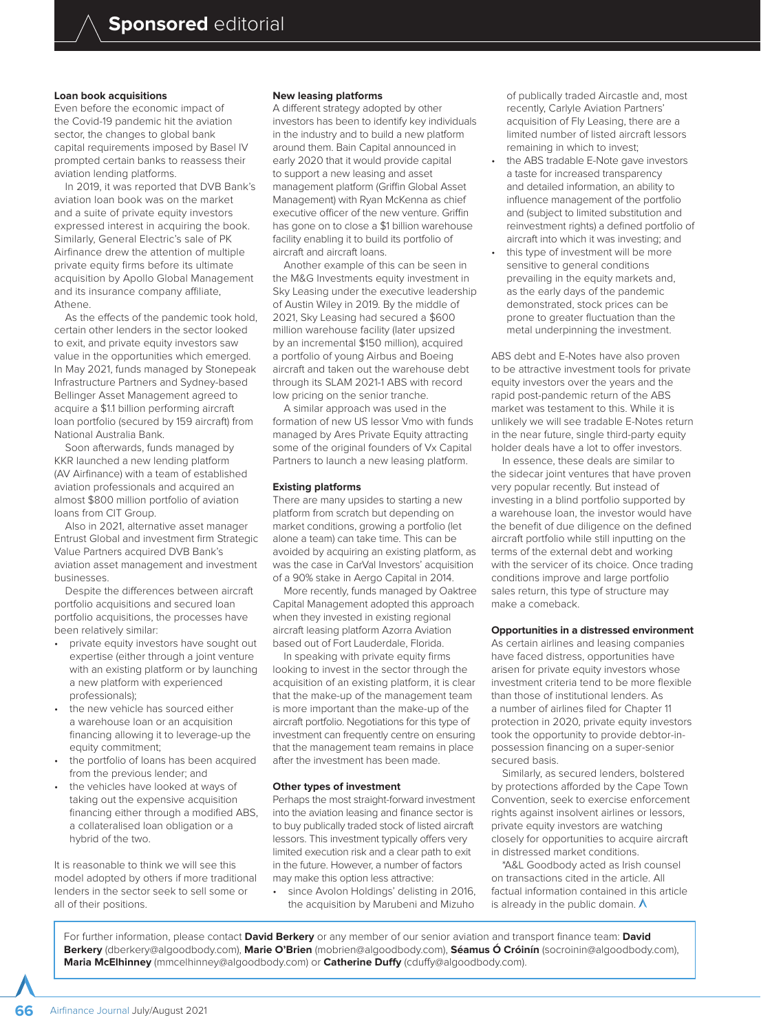## Loan book acquisitions

Even before the economic impact of the Covid-19 pandemic hit the aviation sector, the changes to global bank capital requirements imposed by Basel IV prompted certain banks to reassess their aviation lending platforms.

In 2019, it was reported that DVB Bank's aviation loan book was on the market and a suite of private equity investors expressed interest in acquiring the book. Similarly, General Electric's sale of PK Airfinance drew the attention of multiple private equity firms before its ultimate acquisition by Apollo Global Management and its insurance company affiliate, Athene.

As the effects of the pandemic took hold, certain other lenders in the sector looked to exit, and private equity investors saw value in the opportunities which emerged. In May 2021, funds managed by Stonepeak Infrastructure Partners and Sydney-based Bellinger Asset Management agreed to acquire a $1.1 billion performing aircraft loan portfolio (secured by 159 aircraft) from National Australia Bank.

Soon afterwards, funds managed by KKR launched a new lending platform (AV Airfinance) with a team of established aviation professionals and acquired an almost $800 million portfolio of aviation loans from CIT Group.

Also in 2021, alternative asset manager Entrust Global and investment firm Strategic Value Partners acquired DVB Bank's aviation asset management and investment businesses.

Despite the differences between aircraft portfolio acquisitions and secured loan portfolio acquisitions, the processes have been relatively similar:

- private equity investors have sought out expertise (either through a joint venture with an existing platform or by launching a new platform with experienced professionals);
- the new vehicle has sourced either a warehouse loan or an acquisition financing allowing it to leverage-up the equity commitment;
- the portfolio of loans has been acquired from the previous lender; and
- the vehicles have looked at ways of taking out the expensive acquisition financing either through a modified ABS, a collateralised loan obligation or a hybrid of the two.

It is reasonable to think we will see this model adopted by others if more traditional lenders in the sector seek to sell some or all of their positions.

## New leasing platforms

A different strategy adopted by other investors has been to identify key individuals in the industry and to build a new platform around them. Bain Capital announced in early 2020 that it would provide capital to support a new leasing and asset management platform (Griffin Global Asset Management) with Ryan McKenna as chief executive officer of the new venture. Griffin has gone on to close a $1 billion warehouse facility enabling it to build its portfolio of aircraft and aircraft loans.

Another example of this can be seen in the M&G Investments equity investment in Sky Leasing under the executive leadership of Austin Wiley in 2019. By the middle of 2021, Sky Leasing had secured a $600 million warehouse facility (later upsized by an incremental $150 million), acquired a portfolio of young Airbus and Boeing aircraft and taken out the warehouse debt through its SLAM 2021-1 ABS with record low pricing on the senior tranche.

A similar approach was used in the formation of new US lessor Vmo with funds managed by Ares Private Equity attracting some of the original founders of Vx Capital Partners to launch a new leasing platform.

## Existing platforms

There are many upsides to starting a new platform from scratch but depending on market conditions, growing a portfolio (let alone a team) can take time. This can be avoided by acquiring an existing platform, as was the case in CarVal Investors' acquisition of a 90% stake in Aergo Capital in 2014.

More recently, funds managed by Oaktree Capital Management adopted this approach when they invested in existing regional aircraft leasing platform Azorra Aviation based out of Fort Lauderdale, Florida.

In speaking with private equity firms looking to invest in the sector through the acquisition of an existing platform, it is clear that the make-up of the management team is more important than the make-up of the aircraft portfolio. Negotiations for this type of investment can frequently centre on ensuring that the management team remains in place after the investment has been made.

## Other types of investment

Perhaps the most straight-forward investment into the aviation leasing and finance sector is to buy publically traded stock of listed aircraft lessors. This investment typically offers very limited execution risk and a clear path to exit in the future. However, a number of factors may make this option less attractive:

- since Avolon Holdings' delisting in 2016, the acquisition by Marubeni and Mizuho of publically traded Aircastle and, most recently, Carlyle Aviation Partners' acquisition of Fly Leasing, there are a limited number of listed aircraft lessors remaining in which to invest;
- the ABS tradable E-Note gave investors a taste for increased transparency and detailed information, an ability to influence management of the portfolio and (subject to limited substitution and reinvestment rights) a defined portfolio of aircraft into which it was investing; and
- this type of investment will be more sensitive to general conditions prevailing in the equity markets and, as the early days of the pandemic demonstrated, stock prices can be prone to greater fluctuation than the metal underpinning the investment.

ABS debt and E-Notes have also proven to be attractive investment tools for private equity investors over the years and the rapid post-pandemic return of the ABS market was testament to this. While it is unlikely we will see tradable E-Notes return in the near future, single third-party equity holder deals have a lot to offer investors.

In essence, these deals are similar to the sidecar joint ventures that have proven very popular recently. But instead of investing in a blind portfolio supported by a warehouse loan, the investor would have the benefit of due diligence on the defined aircraft portfolio while still inputting on the terms of the external debt and working with the servicer of its choice. Once trading conditions improve and large portfolio sales return, this type of structure may make a comeback.

## Opportunities in a distressed environment

As certain airlines and leasing companies have faced distress, opportunities have arisen for private equity investors whose investment criteria tend to be more flexible than those of institutional lenders. As a number of airlines filed for Chapter 11 protection in 2020, private equity investors took the opportunity to provide debtor-in-possession financing on a super-senior secured basis.

Similarly, as secured lenders, bolstered by protections afforded by the Cape Town Convention, seek to exercise enforcement rights against insolvent airlines or lessors, private equity investors are watching closely for opportunities to acquire aircraft in distressed market conditions.

*A&L Goodbody acted as Irish counsel on transactions cited in the article. All factual information contained in this article is already in the public domain.

For further information, please contact **David Berkery** or any member of our senior aviation and transport finance team: **David Berkery** (dberkery@algoodbody.com), **Marie O'Brien** (mobrien@algoodbody.com), **Séamus Ó Cróinín** (socroinin@algoodbody.com), **Maria McElhinney** (mmcelhinney@algoodbody.com) or **Catherine Duffy** (cduffy@algoodbody.com).